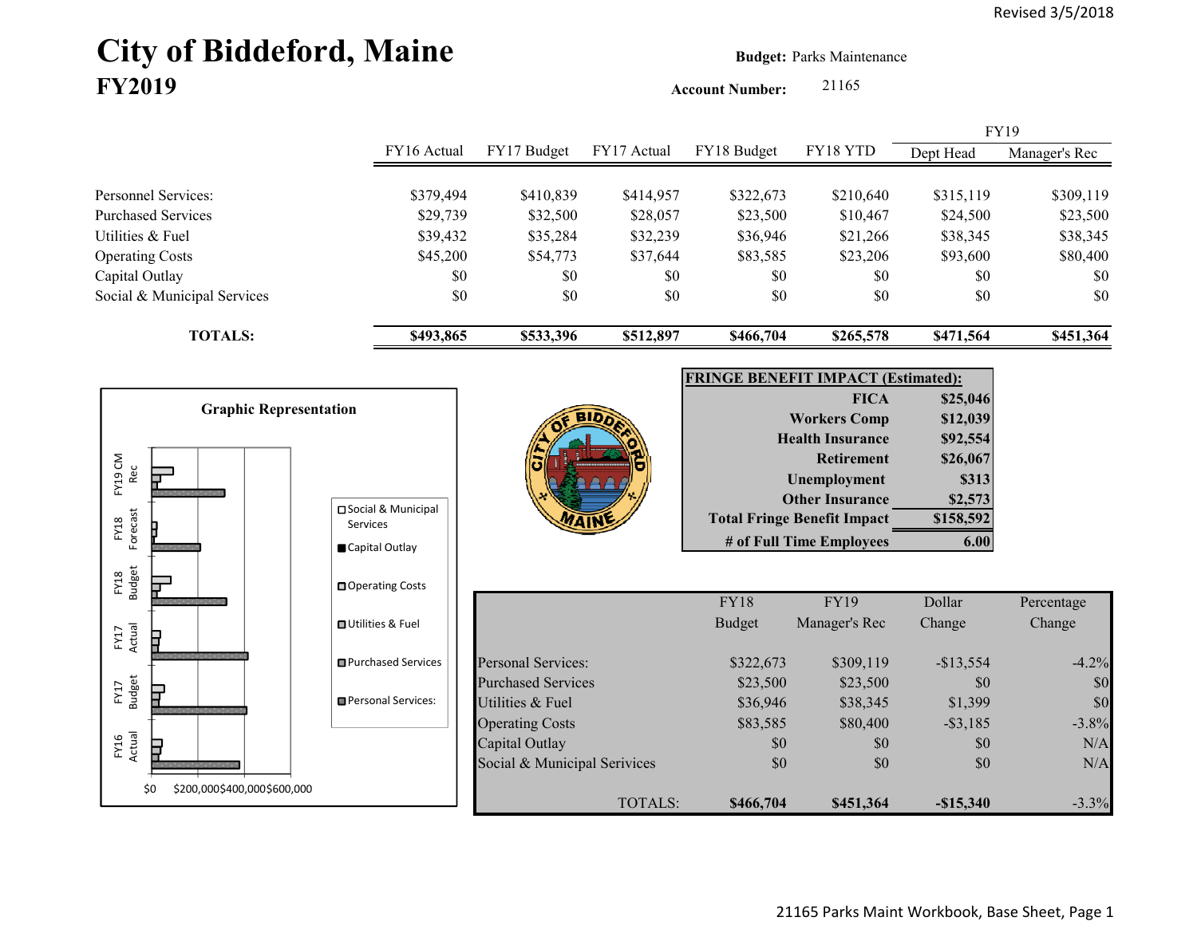Revised 3/5/2018

# City of Biddeford, Maine
## FY2019

**Budget:** Parks Maintenance

**Account Number:** 21165

| | FY16 Actual | FY17 Budget | FY17 Actual | FY18 Budget | FY18 YTD | FY19 Dept Head | FY19 Manager's Rec |
|---|---|---|---|---|---|---|---|
| Personnel Services: | $379,494 | $410,839 | $414,957 | $322,673 | $210,640 | $315,119 | $309,119 |
| Purchased Services | $29,739 | $32,500 | $28,057 | $23,500 | $10,467 | $24,500 | $23,500 |
| Utilities & Fuel | $39,432 | $35,284 | $32,239 | $36,946 | $21,266 | $38,345 | $38,345 |
| Operating Costs | $45,200 | $54,773 | $37,644 | $83,585 | $23,206 | $93,600 | $80,400 |
| Capital Outlay | $0 | $0 | $0 | $0 | $0 | $0 | $0 |
| Social & Municipal Services | $0 | $0 | $0 | $0 | $0 | $0 | $0 |
| **TOTALS:** | **$493,865** | **$533,396** | **$512,897** | **$466,704** | **$265,578** | **$471,564** | **$451,364** |

**Graphic Representation**

(Bar chart: FY16 Actual, FY17 Budget, FY17 Actual, FY18 Budget, FY18 Forecast, FY19 CM Rec; axis $0, $200,000, $400,000, $600,000; legend: Social & Municipal Services, Capital Outlay, Operating Costs, Utilities & Fuel, Purchased Services, Personal Services:)

| FRINGE BENEFIT IMPACT (Estimated): | |
|---|---|
| FICA | $25,046 |
| Workers Comp | $12,039 |
| Health Insurance | $92,554 |
| Retirement | $26,067 |
| Unemployment | $313 |
| Other Insurance | $2,573 |
| **Total Fringe Benefit Impact** | **$158,592** |
| **# of Full Time Employees** | **6.00** |

| | FY18 Budget | FY19 Manager's Rec | Dollar Change | Percentage Change |
|---|---|---|---|---|
| Personal Services: | $322,673 | $309,119 | -$13,554 | -4.2% |
| Purchased Services | $23,500 | $23,500 | $0 | $0 |
| Utilities & Fuel | $36,946 | $38,345 | $1,399 | $0 |
| Operating Costs | $83,585 | $80,400 | -$3,185 | -3.8% |
| Capital Outlay | $0 | $0 | $0 | N/A |
| Social & Municipal Services | $0 | $0 | $0 | N/A |
| TOTALS: | **$466,704** | **$451,364** | **-$15,340** | -3.3% |

21165 Parks Maint Workbook, Base Sheet, Page 1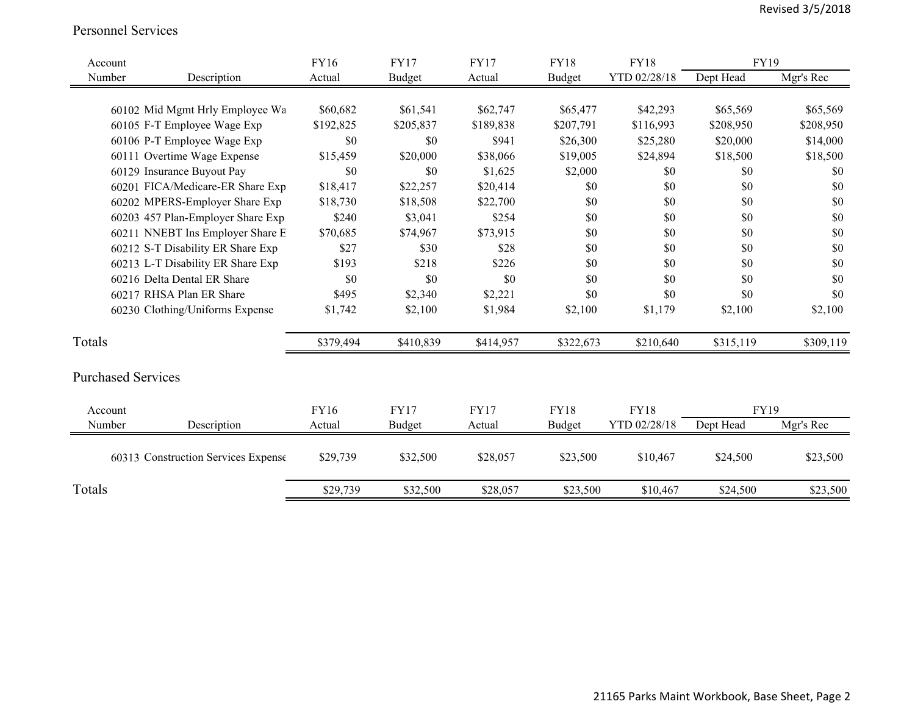## Personnel Services

| Account Number | Description | FY16 Actual | FY17 Budget | FY17 Actual | FY18 Budget | FY18 YTD 02/28/18 | FY19 Dept Head | FY19 Mgr's Rec |
|---|---|---|---|---|---|---|---|---|
| 60102 | Mid Mgmt Hrly Employee Wa | $60,682 | $61,541 | $62,747 | $65,477 | $42,293 | $65,569 | $65,569 |
| 60105 | F-T Employee Wage Exp | $192,825 | $205,837 | $189,838 | $207,791 | $116,993 | $208,950 | $208,950 |
| 60106 | P-T Employee Wage Exp | $0 | $0 | $941 | $26,300 | $25,280 | $20,000 | $14,000 |
| 60111 | Overtime Wage Expense | $15,459 | $20,000 | $38,066 | $19,005 | $24,894 | $18,500 | $18,500 |
| 60129 | Insurance Buyout Pay | $0 | $0 | $1,625 | $2,000 | $0 | $0 | $0 |
| 60201 | FICA/Medicare-ER Share Exp | $18,417 | $22,257 | $20,414 | $0 | $0 | $0 | $0 |
| 60202 | MPERS-Employer Share Exp | $18,730 | $18,508 | $22,700 | $0 | $0 | $0 | $0 |
| 60203 | 457 Plan-Employer Share Exp | $240 | $3,041 | $254 | $0 | $0 | $0 | $0 |
| 60211 | NNEBT Ins Employer Share E | $70,685 | $74,967 | $73,915 | $0 | $0 | $0 | $0 |
| 60212 | S-T Disability ER Share Exp | $27 | $30 | $28 | $0 | $0 | $0 | $0 |
| 60213 | L-T Disability ER Share Exp | $193 | $218 | $226 | $0 | $0 | $0 | $0 |
| 60216 | Delta Dental ER Share | $0 | $0 | $0 | $0 | $0 | $0 | $0 |
| 60217 | RHSA Plan ER Share | $495 | $2,340 | $2,221 | $0 | $0 | $0 | $0 |
| 60230 | Clothing/Uniforms Expense | $1,742 | $2,100 | $1,984 | $2,100 | $1,179 | $2,100 | $2,100 |
| Totals | | $379,494 | $410,839 | $414,957 | $322,673 | $210,640 | $315,119 | $309,119 |

## Purchased Services

| Account Number | Description | FY16 Actual | FY17 Budget | FY17 Actual | FY18 Budget | FY18 YTD 02/28/18 | FY19 Dept Head | FY19 Mgr's Rec |
|---|---|---|---|---|---|---|---|---|
| 60313 | Construction Services Expense | $29,739 | $32,500 | $28,057 | $23,500 | $10,467 | $24,500 | $23,500 |
| Totals | | $29,739 | $32,500 | $28,057 | $23,500 | $10,467 | $24,500 | $23,500 |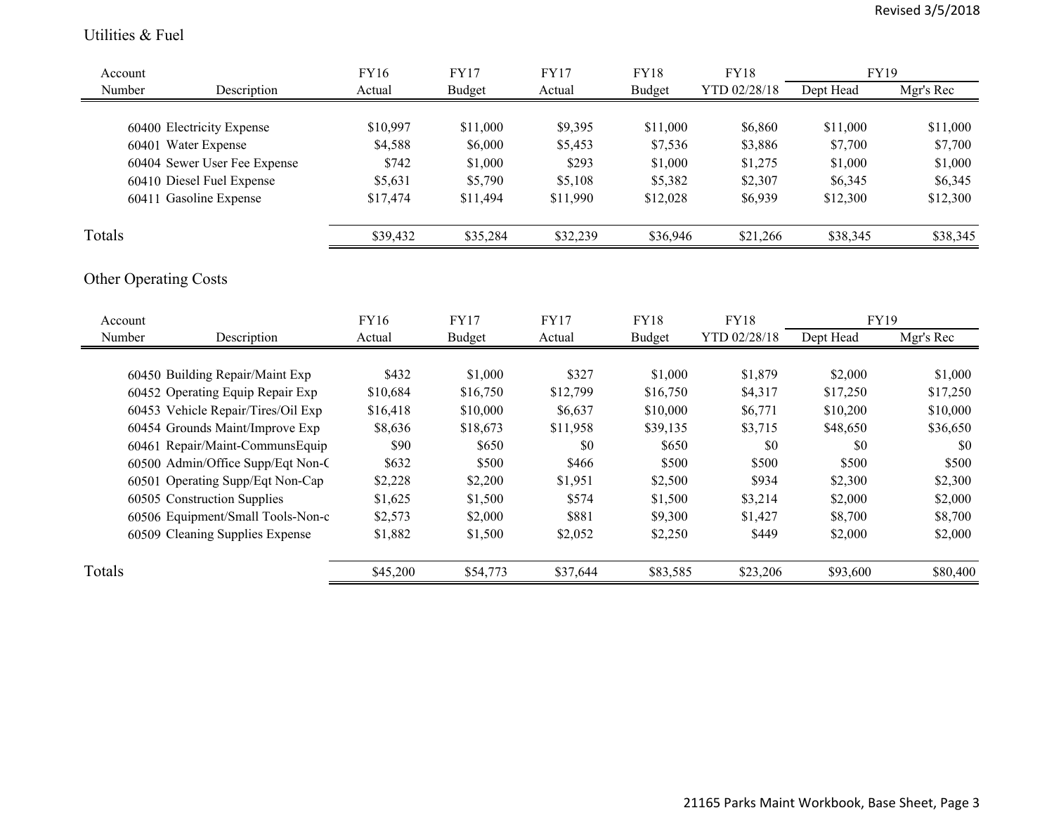## Utilities & Fuel

| Account Number | Description | FY16 Actual | FY17 Budget | FY17 Actual | FY18 Budget | FY18 YTD 02/28/18 | FY19 Dept Head | FY19 Mgr's Rec |
|---|---|---|---|---|---|---|---|---|
| 60400 | Electricity Expense | $10,997 | $11,000 | $9,395 | $11,000 | $6,860 | $11,000 | $11,000 |
| 60401 | Water Expense | $4,588 | $6,000 | $5,453 | $7,536 | $3,886 | $7,700 | $7,700 |
| 60404 | Sewer User Fee Expense | $742 | $1,000 | $293 | $1,000 | $1,275 | $1,000 | $1,000 |
| 60410 | Diesel Fuel Expense | $5,631 | $5,790 | $5,108 | $5,382 | $2,307 | $6,345 | $6,345 |
| 60411 | Gasoline Expense | $17,474 | $11,494 | $11,990 | $12,028 | $6,939 | $12,300 | $12,300 |
| Totals | | $39,432 | $35,284 | $32,239 | $36,946 | $21,266 | $38,345 | $38,345 |

## Other Operating Costs

| Account Number | Description | FY16 Actual | FY17 Budget | FY17 Actual | FY18 Budget | FY18 YTD 02/28/18 | FY19 Dept Head | FY19 Mgr's Rec |
|---|---|---|---|---|---|---|---|---|
| 60450 | Building Repair/Maint Exp | $432 | $1,000 | $327 | $1,000 | $1,879 | $2,000 | $1,000 |
| 60452 | Operating Equip Repair Exp | $10,684 | $16,750 | $12,799 | $16,750 | $4,317 | $17,250 | $17,250 |
| 60453 | Vehicle Repair/Tires/Oil Exp | $16,418 | $10,000 | $6,637 | $10,000 | $6,771 | $10,200 | $10,000 |
| 60454 | Grounds Maint/Improve Exp | $8,636 | $18,673 | $11,958 | $39,135 | $3,715 | $48,650 | $36,650 |
| 60461 | Repair/Maint-CommunsEquip | $90 | $650 | $0 | $650 | $0 | $0 | $0 |
| 60500 | Admin/Office Supp/Eqt Non-C | $632 | $500 | $466 | $500 | $500 | $500 | $500 |
| 60501 | Operating Supp/Eqt Non-Cap | $2,228 | $2,200 | $1,951 | $2,500 | $934 | $2,300 | $2,300 |
| 60505 | Construction Supplies | $1,625 | $1,500 | $574 | $1,500 | $3,214 | $2,000 | $2,000 |
| 60506 | Equipment/Small Tools-Non-c | $2,573 | $2,000 | $881 | $9,300 | $1,427 | $8,700 | $8,700 |
| 60509 | Cleaning Supplies Expense | $1,882 | $1,500 | $2,052 | $2,250 | $449 | $2,000 | $2,000 |
| Totals | | $45,200 | $54,773 | $37,644 | $83,585 | $23,206 | $93,600 | $80,400 |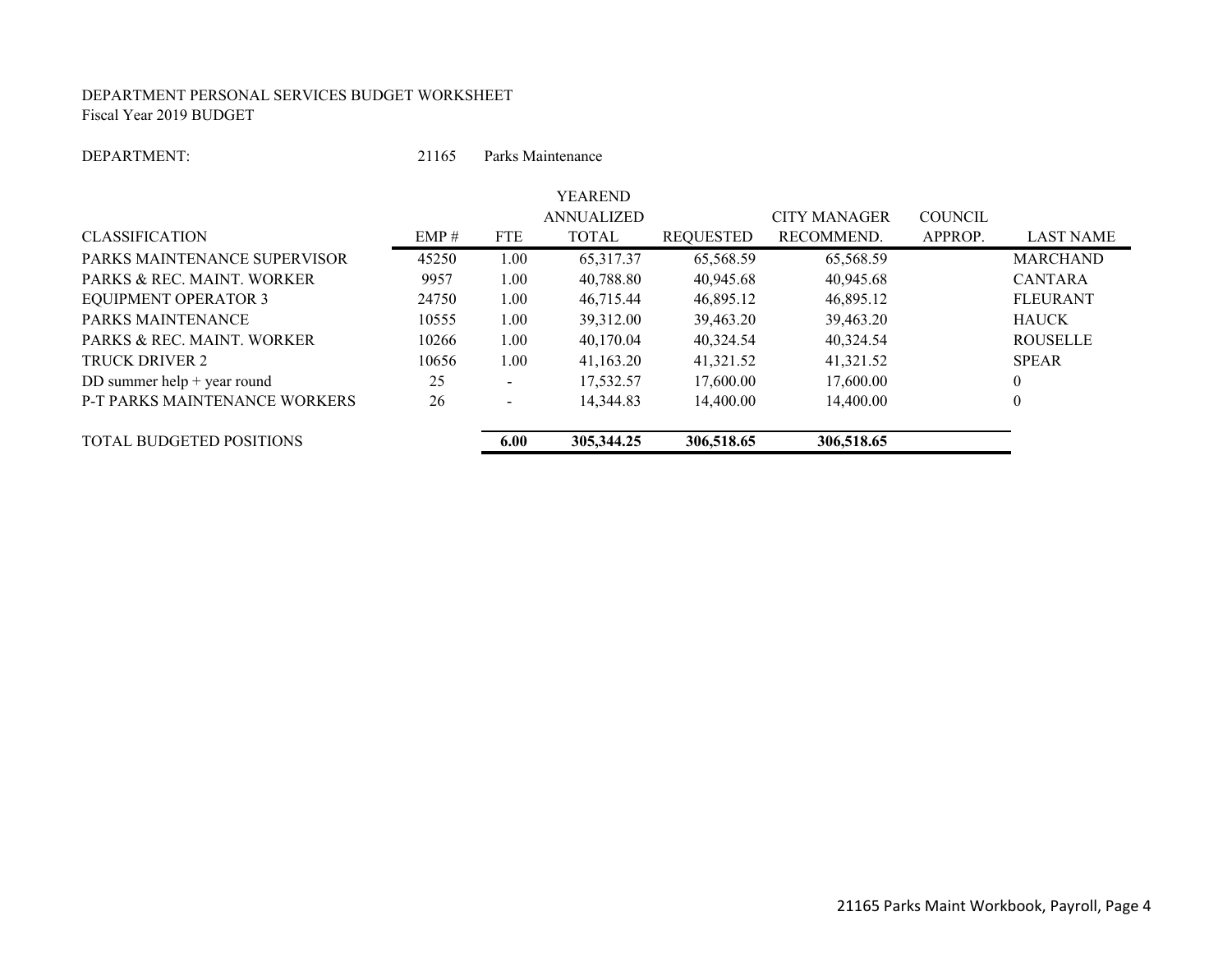DEPARTMENT PERSONAL SERVICES BUDGET WORKSHEET
Fiscal Year 2019 BUDGET

DEPARTMENT: 21165 Parks Maintenance

| CLASSIFICATION | EMP # | FTE | YEAREND ANNUALIZED TOTAL | REQUESTED | CITY MANAGER RECOMMEND. | COUNCIL APPROP. | LAST NAME |
|---|---|---|---|---|---|---|---|
| PARKS MAINTENANCE SUPERVISOR | 45250 | 1.00 | 65,317.37 | 65,568.59 | 65,568.59 | | MARCHAND |
| PARKS & REC. MAINT. WORKER | 9957 | 1.00 | 40,788.80 | 40,945.68 | 40,945.68 | | CANTARA |
| EQUIPMENT OPERATOR 3 | 24750 | 1.00 | 46,715.44 | 46,895.12 | 46,895.12 | | FLEURANT |
| PARKS MAINTENANCE | 10555 | 1.00 | 39,312.00 | 39,463.20 | 39,463.20 | | HAUCK |
| PARKS & REC. MAINT. WORKER | 10266 | 1.00 | 40,170.04 | 40,324.54 | 40,324.54 | | ROUSELLE |
| TRUCK DRIVER 2 | 10656 | 1.00 | 41,163.20 | 41,321.52 | 41,321.52 | | SPEAR |
| DD summer help + year round | 25 | - | 17,532.57 | 17,600.00 | 17,600.00 | | 0 |
| P-T PARKS MAINTENANCE WORKERS | 26 | - | 14,344.83 | 14,400.00 | 14,400.00 | | 0 |
| TOTAL BUDGETED POSITIONS | | **6.00** | **305,344.25** | **306,518.65** | **306,518.65** | | |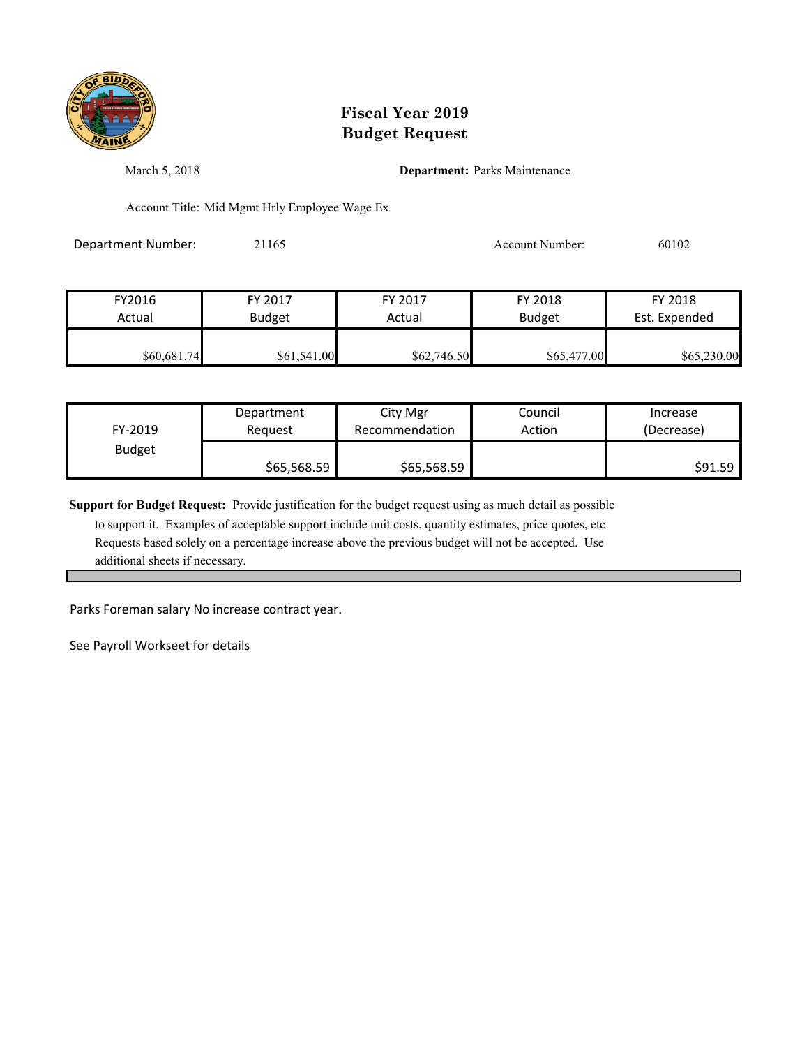# Fiscal Year 2019
# Budget Request

March 5, 2018

**Department:** Parks Maintenance

Account Title: Mid Mgmt Hrly Employee Wage Ex

Department Number: 21165

Account Number: 60102

| FY2016 Actual | FY 2017 Budget | FY 2017 Actual | FY 2018 Budget | FY 2018 Est. Expended |
|---|---|---|---|---|
| $60,681.74 | $61,541.00 | $62,746.50 | $65,477.00 | $65,230.00 |

| FY-2019 Budget | Department Request | City Mgr Recommendation | Council Action | Increase (Decrease) |
|---|---|---|---|---|
| | $65,568.59 | $65,568.59 | | $91.59 |

**Support for Budget Request:** Provide justification for the budget request using as much detail as possible to support it. Examples of acceptable support include unit costs, quantity estimates, price quotes, etc. Requests based solely on a percentage increase above the previous budget will not be accepted. Use additional sheets if necessary.

Parks Foreman salary No increase contract year.

See Payroll Workseet for details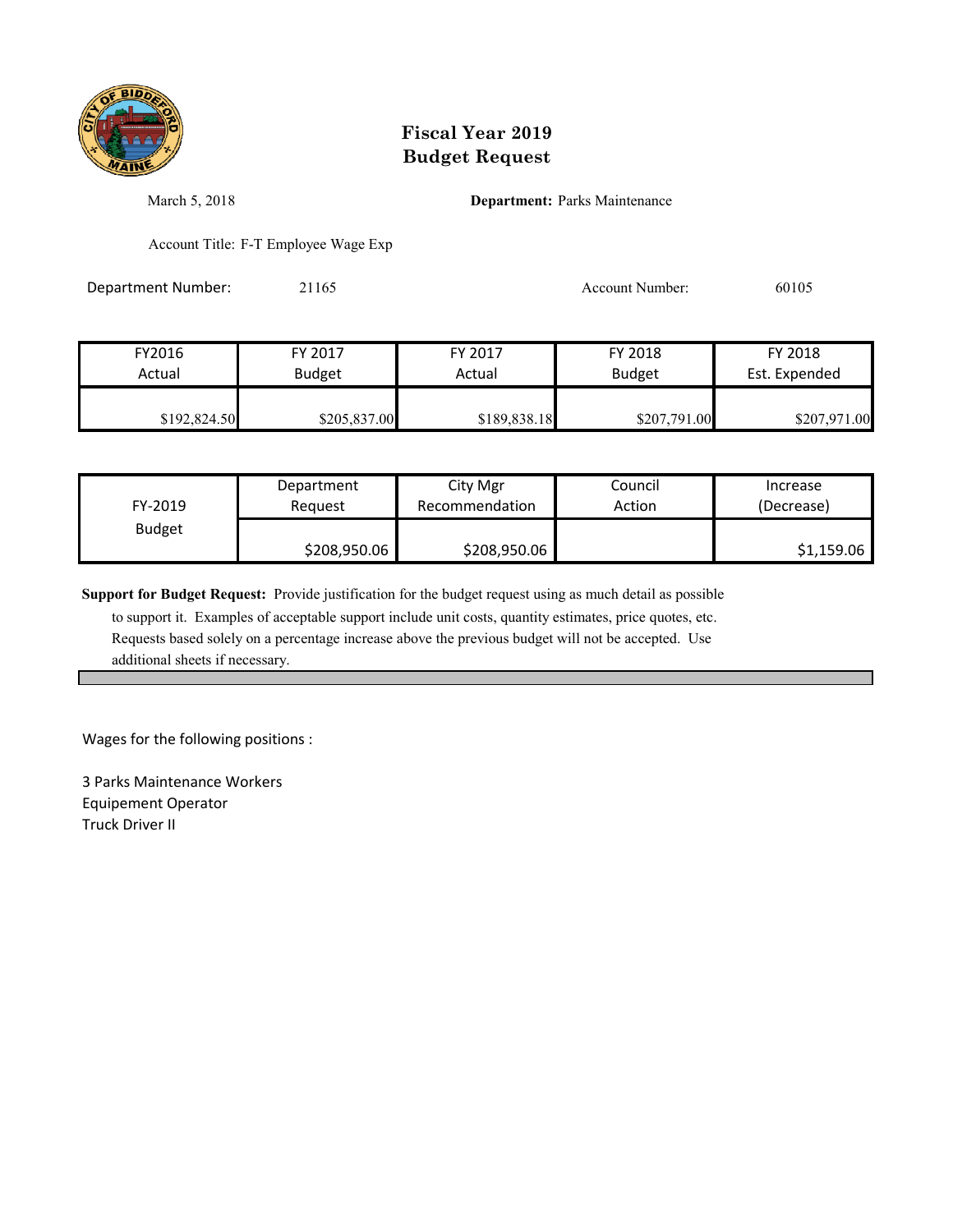# Fiscal Year 2019
# Budget Request

March 5, 2018

**Department:** Parks Maintenance

Account Title: F-T Employee Wage Exp

Department Number: 21165

Account Number: 60105

| FY2016 Actual | FY 2017 Budget | FY 2017 Actual | FY 2018 Budget | FY 2018 Est. Expended |
|---|---|---|---|---|
| $192,824.50 | $205,837.00 | $189,838.18 | $207,791.00 | $207,971.00 |

| FY-2019 Budget | Department Request | City Mgr Recommendation | Council Action | Increase (Decrease) |
|---|---|---|---|---|
| | $208,950.06 | $208,950.06 | | $1,159.06 |

**Support for Budget Request:** Provide justification for the budget request using as much detail as possible to support it. Examples of acceptable support include unit costs, quantity estimates, price quotes, etc. Requests based solely on a percentage increase above the previous budget will not be accepted. Use additional sheets if necessary.

Wages for the following positions :

3 Parks Maintenance Workers
Equipement Operator
Truck Driver II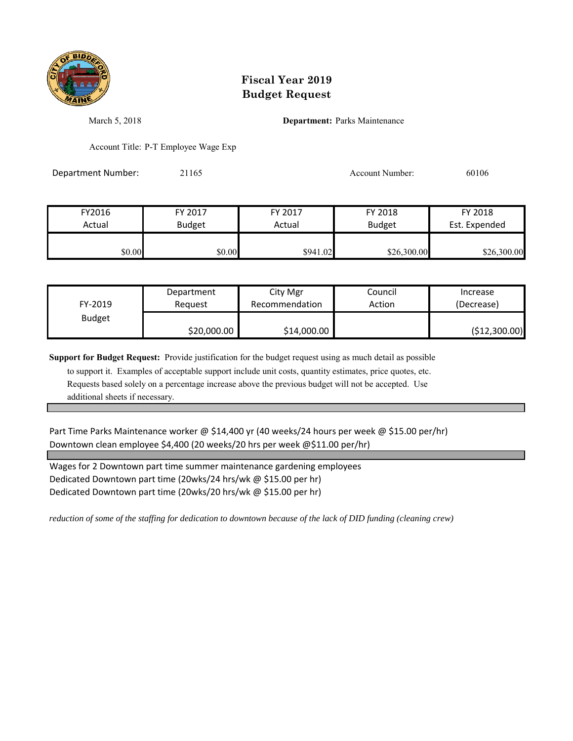# Fiscal Year 2019
# Budget Request

March 5, 2018

**Department:** Parks Maintenance

Account Title: P-T Employee Wage Exp

Department Number: 21165

Account Number: 60106

| FY2016 Actual | FY 2017 Budget | FY 2017 Actual | FY 2018 Budget | FY 2018 Est. Expended |
|---|---|---|---|---|
| $0.00 | $0.00 | $941.02 | $26,300.00 | $26,300.00 |

| FY-2019 Budget | Department Request | City Mgr Recommendation | Council Action | Increase (Decrease) |
|---|---|---|---|---|
| | $20,000.00 | $14,000.00 | | ($12,300.00) |

**Support for Budget Request:** Provide justification for the budget request using as much detail as possible to support it. Examples of acceptable support include unit costs, quantity estimates, price quotes, etc. Requests based solely on a percentage increase above the previous budget will not be accepted. Use additional sheets if necessary.

Part Time Parks Maintenance worker @ $14,400 yr (40 weeks/24 hours per week @ $15.00 per/hr)
Downtown clean employee $4,400 (20 weeks/20 hrs per week @$11.00 per/hr)

Wages for 2 Downtown part time summer maintenance gardening employees
Dedicated Downtown part time (20wks/24 hrs/wk @ $15.00 per hr)
Dedicated Downtown part time (20wks/20 hrs/wk @ $15.00 per hr)

*reduction of some of the staffing for dedication to downtown because of the lack of DID funding (cleaning crew)*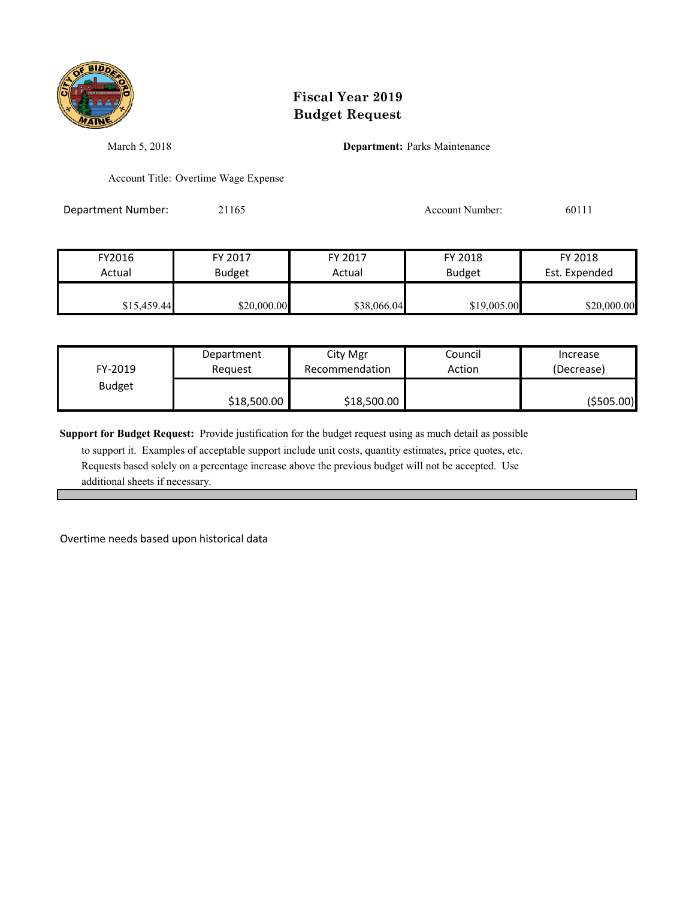# Fiscal Year 2019
# Budget Request

March 5, 2018

**Department:** Parks Maintenance

Account Title: Overtime Wage Expense

Department Number: 21165

Account Number: 60111

| FY2016 Actual | FY 2017 Budget | FY 2017 Actual | FY 2018 Budget | FY 2018 Est. Expended |
|---|---|---|---|---|
| $15,459.44 | $20,000.00 | $38,066.04 | $19,005.00 | $20,000.00 |

| FY-2019 Budget | Department Request | City Mgr Recommendation | Council Action | Increase (Decrease) |
|---|---|---|---|---|
| | $18,500.00 | $18,500.00 | | ($505.00) |

**Support for Budget Request:** Provide justification for the budget request using as much detail as possible to support it. Examples of acceptable support include unit costs, quantity estimates, price quotes, etc. Requests based solely on a percentage increase above the previous budget will not be accepted. Use additional sheets if necessary.

Overtime needs based upon historical data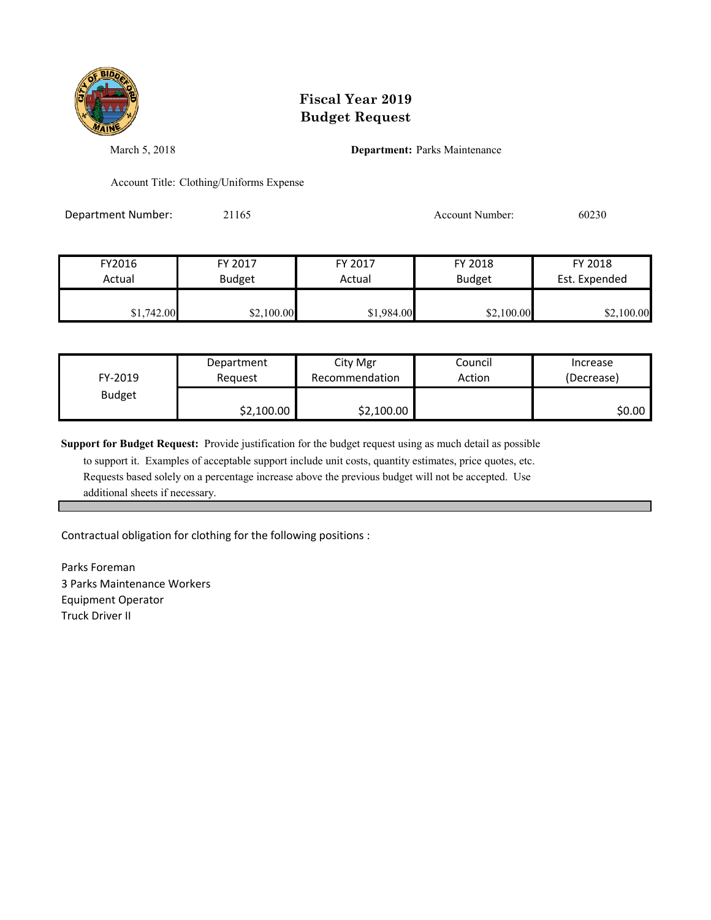# Fiscal Year 2019
# Budget Request

March 5, 2018

**Department:** Parks Maintenance

Account Title: Clothing/Uniforms Expense

Department Number: 21165

Account Number: 60230

| FY2016 Actual | FY 2017 Budget | FY 2017 Actual | FY 2018 Budget | FY 2018 Est. Expended |
|---|---|---|---|---|
| $1,742.00 | $2,100.00 | $1,984.00 | $2,100.00 | $2,100.00 |

| FY-2019 Budget | Department Request | City Mgr Recommendation | Council Action | Increase (Decrease) |
|---|---|---|---|---|
| | $2,100.00 | $2,100.00 | | $0.00 |

**Support for Budget Request:** Provide justification for the budget request using as much detail as possible to support it. Examples of acceptable support include unit costs, quantity estimates, price quotes, etc. Requests based solely on a percentage increase above the previous budget will not be accepted. Use additional sheets if necessary.

Contractual obligation for clothing for the following positions :

Parks Foreman
3 Parks Maintenance Workers
Equipment Operator
Truck Driver II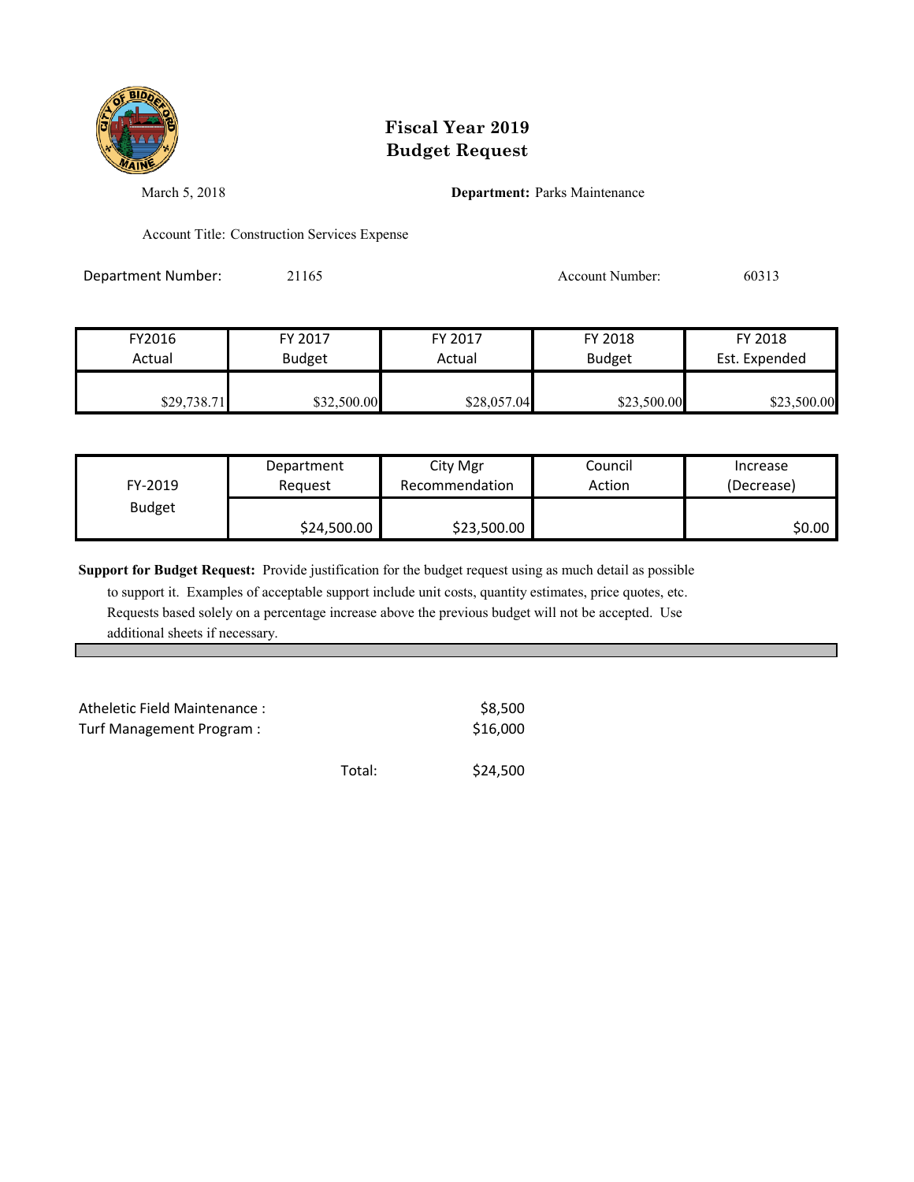# Fiscal Year 2019
# Budget Request

March 5, 2018

**Department:** Parks Maintenance

Account Title: Construction Services Expense

Department Number: 21165

Account Number: 60313

| FY2016 Actual | FY 2017 Budget | FY 2017 Actual | FY 2018 Budget | FY 2018 Est. Expended |
|---|---|---|---|---|
| $29,738.71 | $32,500.00 | $28,057.04 | $23,500.00 | $23,500.00 |

| FY-2019 Budget | Department Request | City Mgr Recommendation | Council Action | Increase (Decrease) |
|---|---|---|---|---|
| | $24,500.00 | $23,500.00 | | $0.00 |

**Support for Budget Request:** Provide justification for the budget request using as much detail as possible to support it. Examples of acceptable support include unit costs, quantity estimates, price quotes, etc. Requests based solely on a percentage increase above the previous budget will not be accepted. Use additional sheets if necessary.

| | |
|---|---|
| Atheletic Field Maintenance : | $8,500 |
| Turf Management Program : | $16,000 |
| Total: | $24,500 |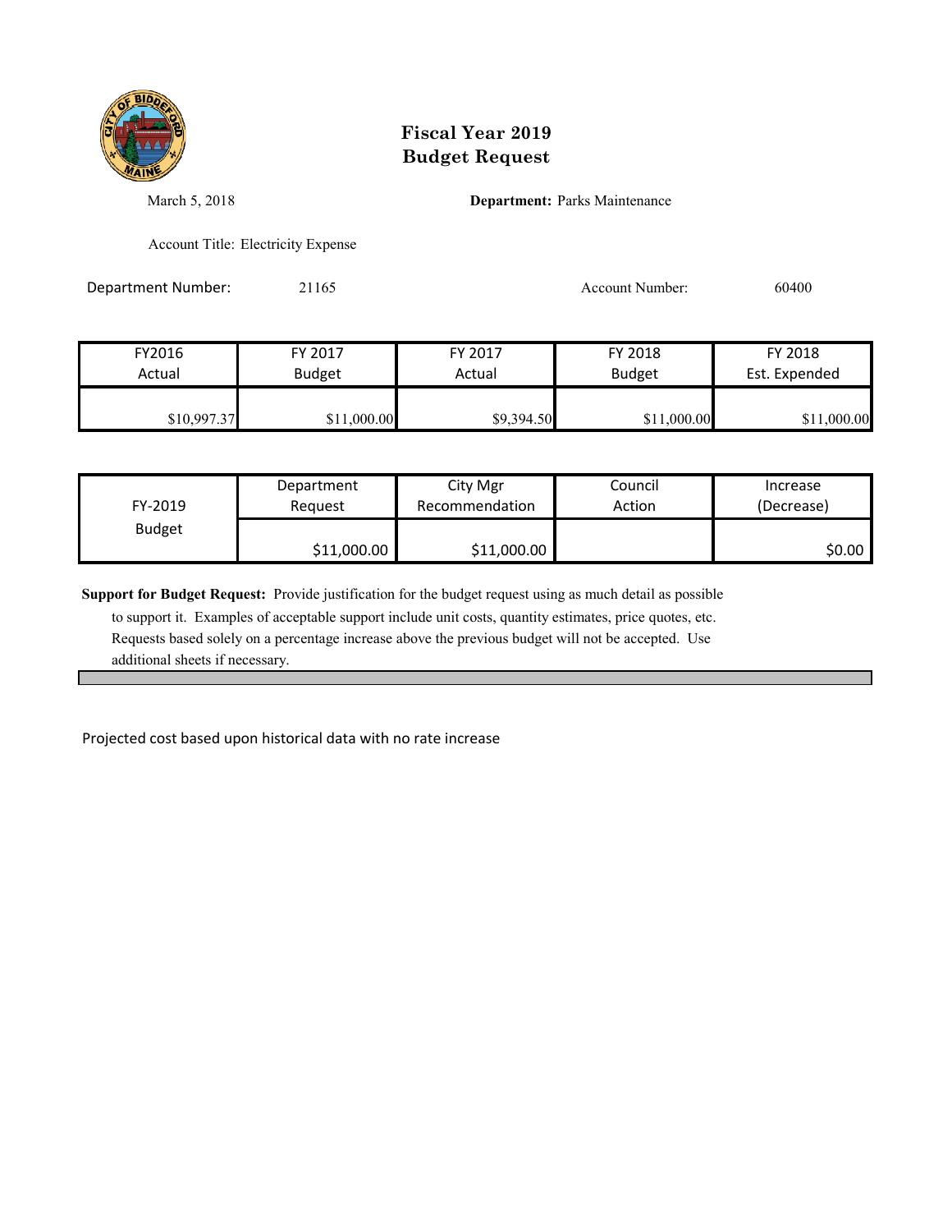# Fiscal Year 2019
# Budget Request

March 5, 2018

**Department:** Parks Maintenance

Account Title: Electricity Expense

Department Number: 21165

Account Number: 60400

| FY2016 Actual | FY 2017 Budget | FY 2017 Actual | FY 2018 Budget | FY 2018 Est. Expended |
|---|---|---|---|---|
| $10,997.37 | $11,000.00 | $9,394.50 | $11,000.00 | $11,000.00 |

| FY-2019 Budget | Department Request | City Mgr Recommendation | Council Action | Increase (Decrease) |
|---|---|---|---|---|
| | $11,000.00 | $11,000.00 | | $0.00 |

**Support for Budget Request:** Provide justification for the budget request using as much detail as possible to support it. Examples of acceptable support include unit costs, quantity estimates, price quotes, etc. Requests based solely on a percentage increase above the previous budget will not be accepted. Use additional sheets if necessary.

Projected cost based upon historical data with no rate increase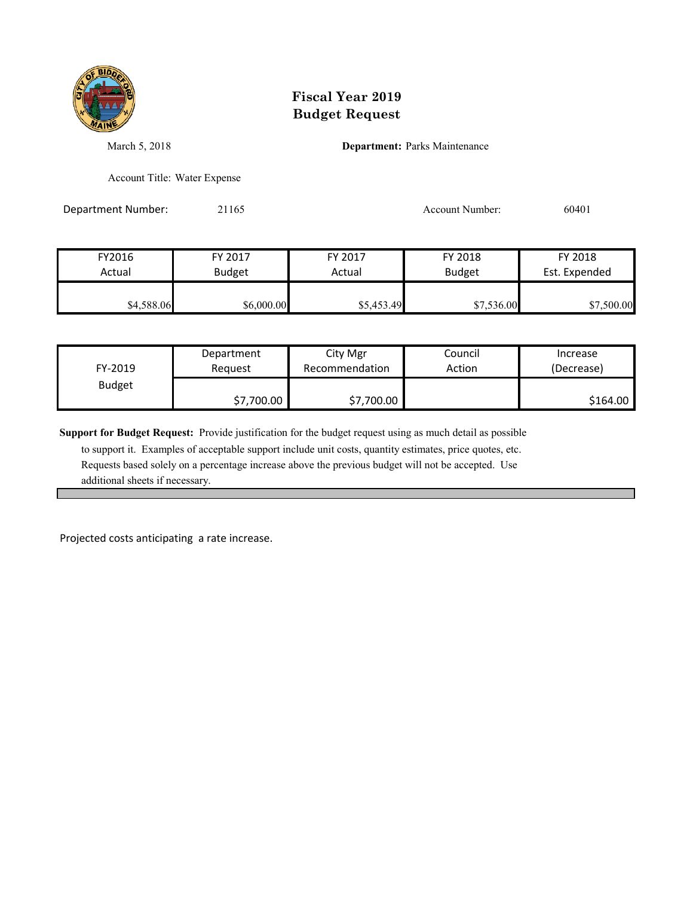# Fiscal Year 2019
# Budget Request

March 5, 2018

**Department:** Parks Maintenance

Account Title: Water Expense

Department Number: 21165

Account Number: 60401

| FY2016 Actual | FY 2017 Budget | FY 2017 Actual | FY 2018 Budget | FY 2018 Est. Expended |
|---|---|---|---|---|
| $4,588.06 | $6,000.00 | $5,453.49 | $7,536.00 | $7,500.00 |

| FY-2019 Budget | Department Request | City Mgr Recommendation | Council Action | Increase (Decrease) |
|---|---|---|---|---|
| | $7,700.00 | $7,700.00 | | $164.00 |

**Support for Budget Request:** Provide justification for the budget request using as much detail as possible to support it. Examples of acceptable support include unit costs, quantity estimates, price quotes, etc. Requests based solely on a percentage increase above the previous budget will not be accepted. Use additional sheets if necessary.

Projected costs anticipating a rate increase.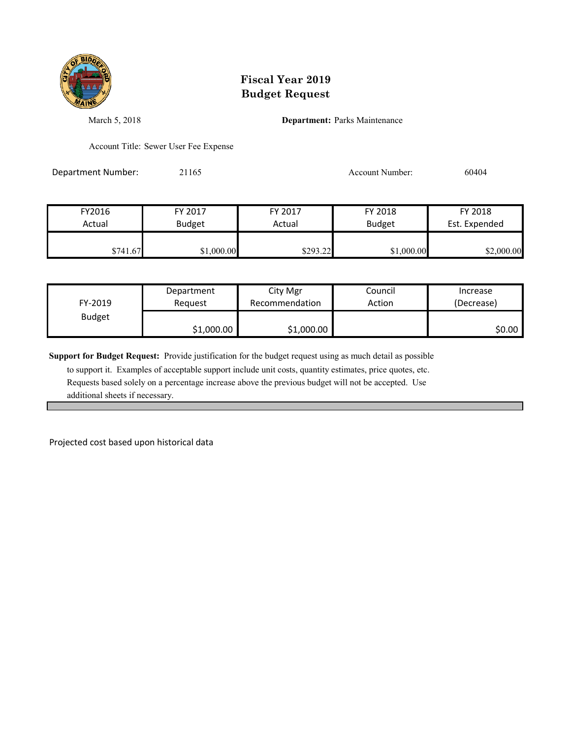# Fiscal Year 2019 Budget Request

March 5, 2018

**Department:** Parks Maintenance

Account Title: Sewer User Fee Expense

Department Number: 21165

Account Number: 60404

| FY2016 Actual | FY 2017 Budget | FY 2017 Actual | FY 2018 Budget | FY 2018 Est. Expended |
|---|---|---|---|---|
| $741.67 | $1,000.00 | $293.22 | $1,000.00 | $2,000.00 |

| FY-2019 Budget | Department Request | City Mgr Recommendation | Council Action | Increase (Decrease) |
|---|---|---|---|---|
| | $1,000.00 | $1,000.00 | | $0.00 |

**Support for Budget Request:** Provide justification for the budget request using as much detail as possible to support it. Examples of acceptable support include unit costs, quantity estimates, price quotes, etc. Requests based solely on a percentage increase above the previous budget will not be accepted. Use additional sheets if necessary.

Projected cost based upon historical data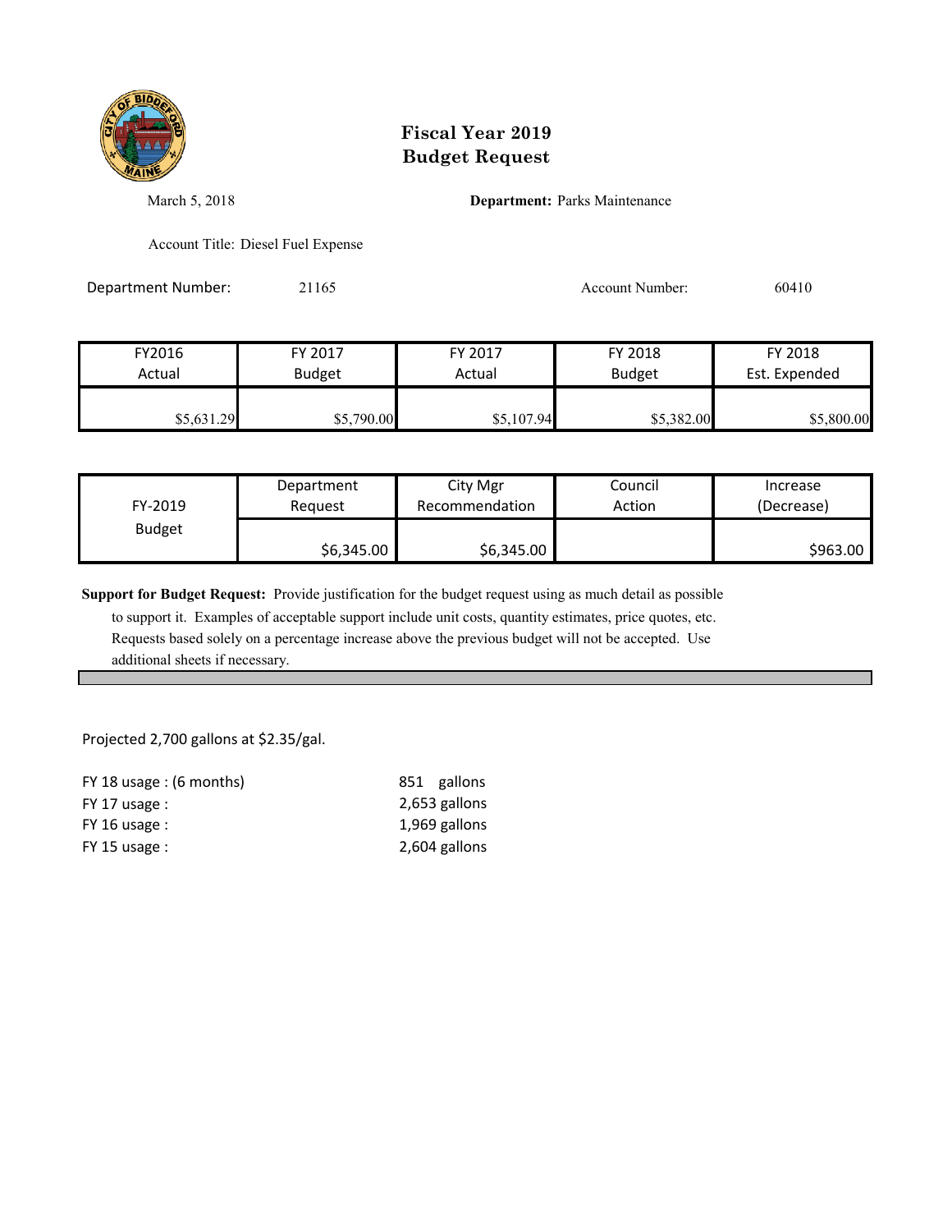# Fiscal Year 2019
# Budget Request

March 5, 2018

**Department:** Parks Maintenance

Account Title: Diesel Fuel Expense

Department Number: 21165

Account Number: 60410

| FY2016 Actual | FY 2017 Budget | FY 2017 Actual | FY 2018 Budget | FY 2018 Est. Expended |
|---|---|---|---|---|
| $5,631.29 | $5,790.00 | $5,107.94 | $5,382.00 | $5,800.00 |

| FY-2019 Budget | Department Request | City Mgr Recommendation | Council Action | Increase (Decrease) |
|---|---|---|---|---|
| | $6,345.00 | $6,345.00 | | $963.00 |

**Support for Budget Request:** Provide justification for the budget request using as much detail as possible to support it. Examples of acceptable support include unit costs, quantity estimates, price quotes, etc. Requests based solely on a percentage increase above the previous budget will not be accepted. Use additional sheets if necessary.

Projected 2,700 gallons at $2.35/gal.

| | |
|---|---|
| FY 18 usage : (6 months) | 851 gallons |
| FY 17 usage : | 2,653 gallons |
| FY 16 usage : | 1,969 gallons |
| FY 15 usage : | 2,604 gallons |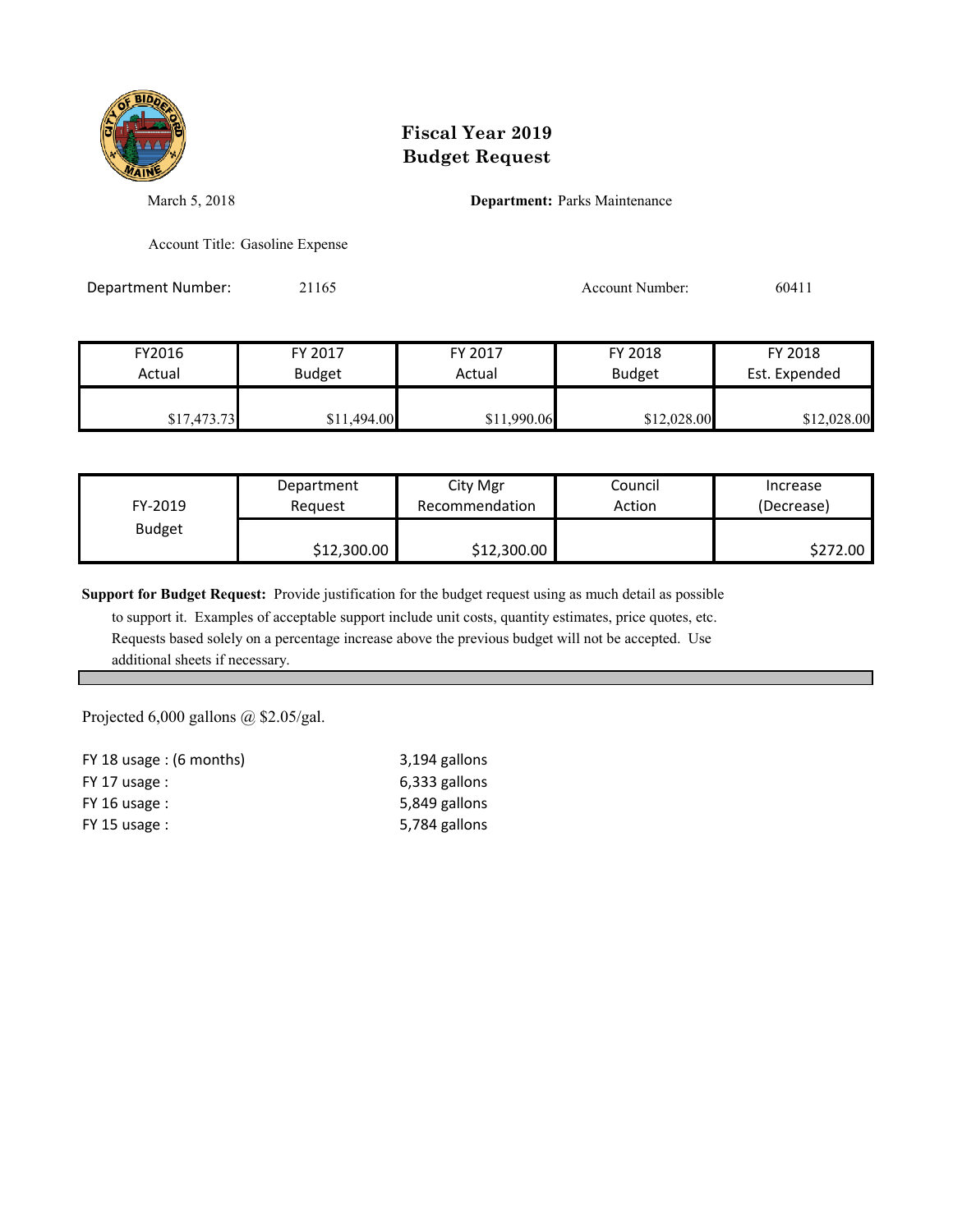# Fiscal Year 2019
# Budget Request

March 5, 2018

**Department:** Parks Maintenance

Account Title: Gasoline Expense

Department Number: 21165

Account Number: 60411

| FY2016 Actual | FY 2017 Budget | FY 2017 Actual | FY 2018 Budget | FY 2018 Est. Expended |
|---|---|---|---|---|
| $17,473.73 | $11,494.00 | $11,990.06 | $12,028.00 | $12,028.00 |

| FY-2019 Budget | Department Request | City Mgr Recommendation | Council Action | Increase (Decrease) |
|---|---|---|---|---|
| | $12,300.00 | $12,300.00 | | $272.00 |

**Support for Budget Request:** Provide justification for the budget request using as much detail as possible to support it. Examples of acceptable support include unit costs, quantity estimates, price quotes, etc. Requests based solely on a percentage increase above the previous budget will not be accepted. Use additional sheets if necessary.

Projected 6,000 gallons @ $2.05/gal.

| | |
|---|---|
| FY 18 usage : (6 months) | 3,194 gallons |
| FY 17 usage : | 6,333 gallons |
| FY 16 usage : | 5,849 gallons |
| FY 15 usage : | 5,784 gallons |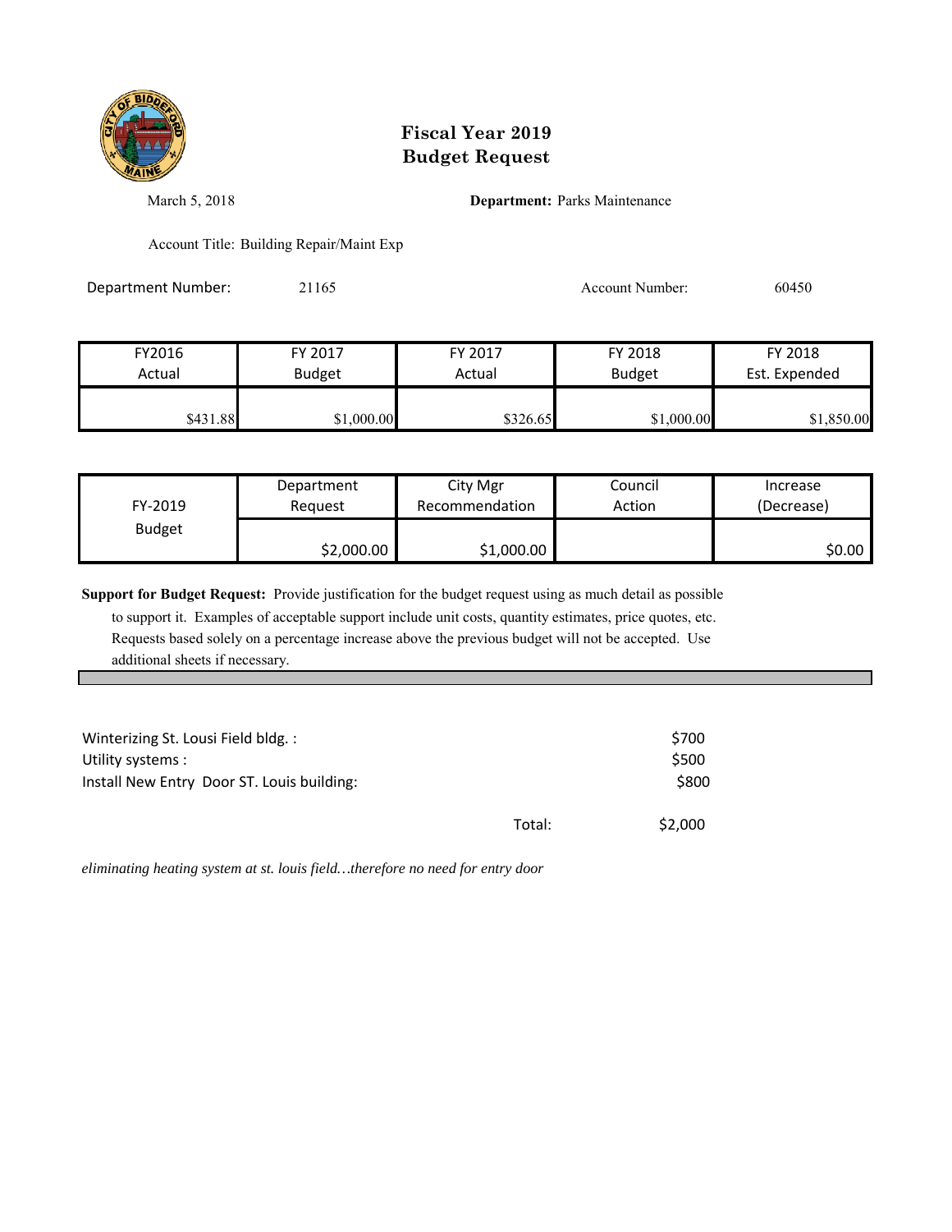# Fiscal Year 2019
# Budget Request

March 5, 2018

**Department:** Parks Maintenance

Account Title: Building Repair/Maint Exp

Department Number: 21165

Account Number: 60450

| FY2016 Actual | FY 2017 Budget | FY 2017 Actual | FY 2018 Budget | FY 2018 Est. Expended |
|---|---|---|---|---|
| $431.88 | $1,000.00 | $326.65 | $1,000.00 | $1,850.00 |

| FY-2019 Budget | Department Request | City Mgr Recommendation | Council Action | Increase (Decrease) |
|---|---|---|---|---|
| | $2,000.00 | $1,000.00 | | $0.00 |

**Support for Budget Request:** Provide justification for the budget request using as much detail as possible to support it. Examples of acceptable support include unit costs, quantity estimates, price quotes, etc. Requests based solely on a percentage increase above the previous budget will not be accepted. Use additional sheets if necessary.

| | |
|---|---|
| Winterizing St. Lousi Field bldg. : | $700 |
| Utility systems : | $500 |
| Install New Entry Door ST. Louis building: | $800 |
| Total: | $2,000 |

*eliminating heating system at st. louis field…therefore no need for entry door*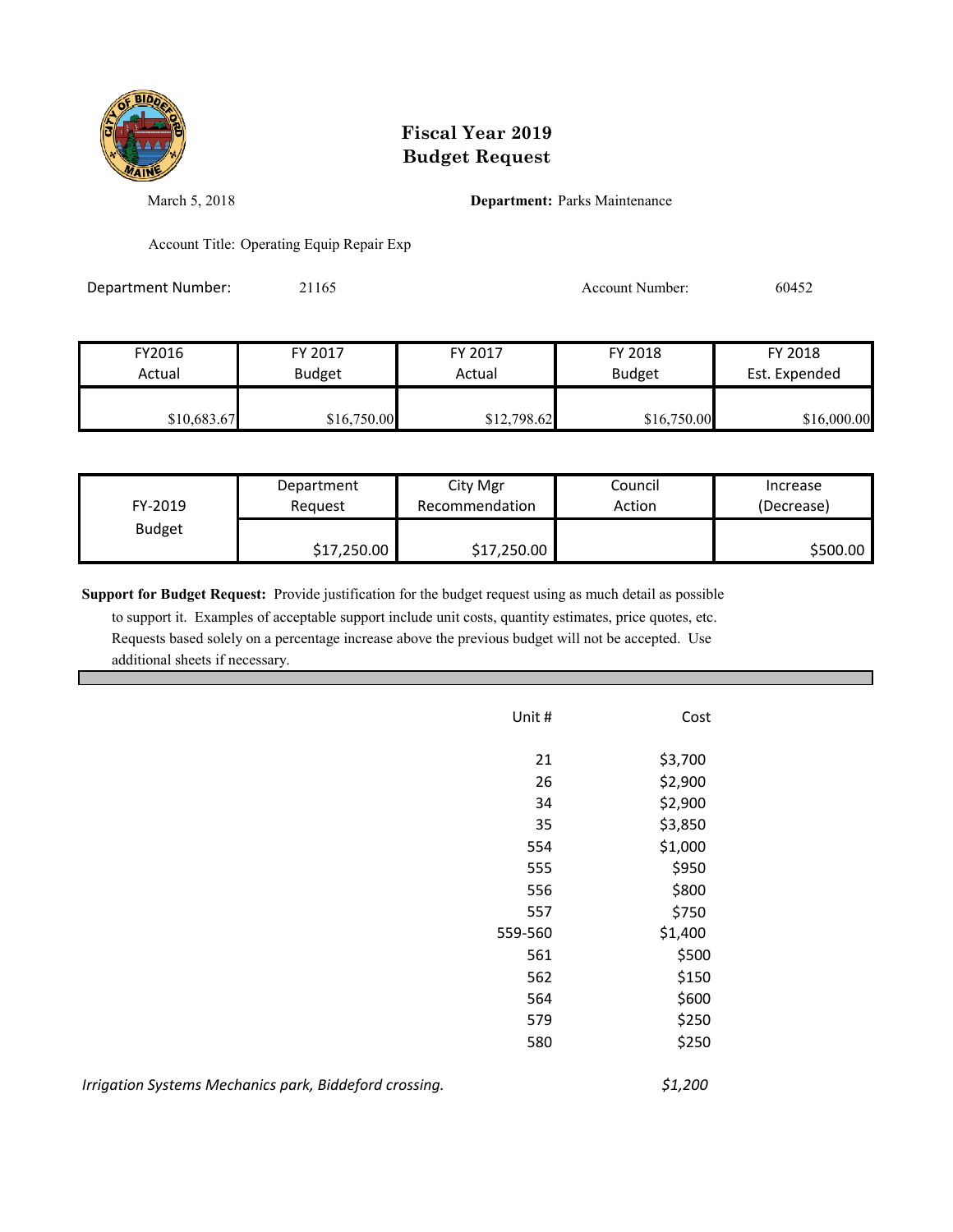# Fiscal Year 2019
# Budget Request

March 5, 2018

**Department:** Parks Maintenance

Account Title: Operating Equip Repair Exp

Department Number: 21165

Account Number: 60452

| FY2016 Actual | FY 2017 Budget | FY 2017 Actual | FY 2018 Budget | FY 2018 Est. Expended |
|---|---|---|---|---|
| $10,683.67 | $16,750.00 | $12,798.62 | $16,750.00 | $16,000.00 |

| FY-2019 Budget | Department Request | City Mgr Recommendation | Council Action | Increase (Decrease) |
|---|---|---|---|---|
| | $17,250.00 | $17,250.00 | | $500.00 |

**Support for Budget Request:** Provide justification for the budget request using as much detail as possible to support it. Examples of acceptable support include unit costs, quantity estimates, price quotes, etc. Requests based solely on a percentage increase above the previous budget will not be accepted. Use additional sheets if necessary.

| Unit # | Cost |
|---|---|
| 21 | $3,700 |
| 26 | $2,900 |
| 34 | $2,900 |
| 35 | $3,850 |
| 554 | $1,000 |
| 555 | $950 |
| 556 | $800 |
| 557 | $750 |
| 559-560 | $1,400 |
| 561 | $500 |
| 562 | $150 |
| 564 | $600 |
| 579 | $250 |
| 580 | $250 |

*Irrigation Systems Mechanics park, Biddeford crossing.* *$1,200*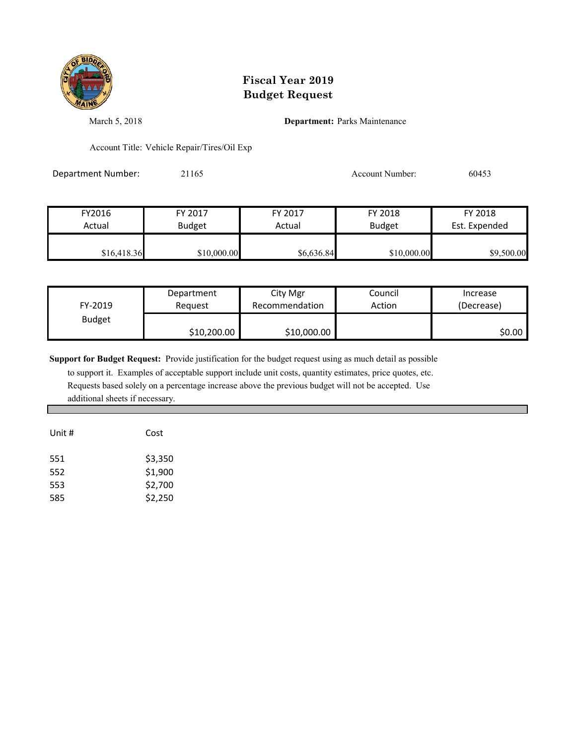# Fiscal Year 2019
# Budget Request

March 5, 2018

**Department:** Parks Maintenance

Account Title: Vehicle Repair/Tires/Oil Exp

Department Number: 21165

Account Number: 60453

| FY2016 Actual | FY 2017 Budget | FY 2017 Actual | FY 2018 Budget | FY 2018 Est. Expended |
|---|---|---|---|---|
| $16,418.36 | $10,000.00 | $6,636.84 | $10,000.00 | $9,500.00 |

| FY-2019 Budget | Department Request | City Mgr Recommendation | Council Action | Increase (Decrease) |
|---|---|---|---|---|
| | $10,200.00 | $10,000.00 | | $0.00 |

**Support for Budget Request:** Provide justification for the budget request using as much detail as possible to support it. Examples of acceptable support include unit costs, quantity estimates, price quotes, etc. Requests based solely on a percentage increase above the previous budget will not be accepted. Use additional sheets if necessary.

| Unit # | Cost |
|---|---|
| 551 | $3,350 |
| 552 | $1,900 |
| 553 | $2,700 |
| 585 | $2,250 |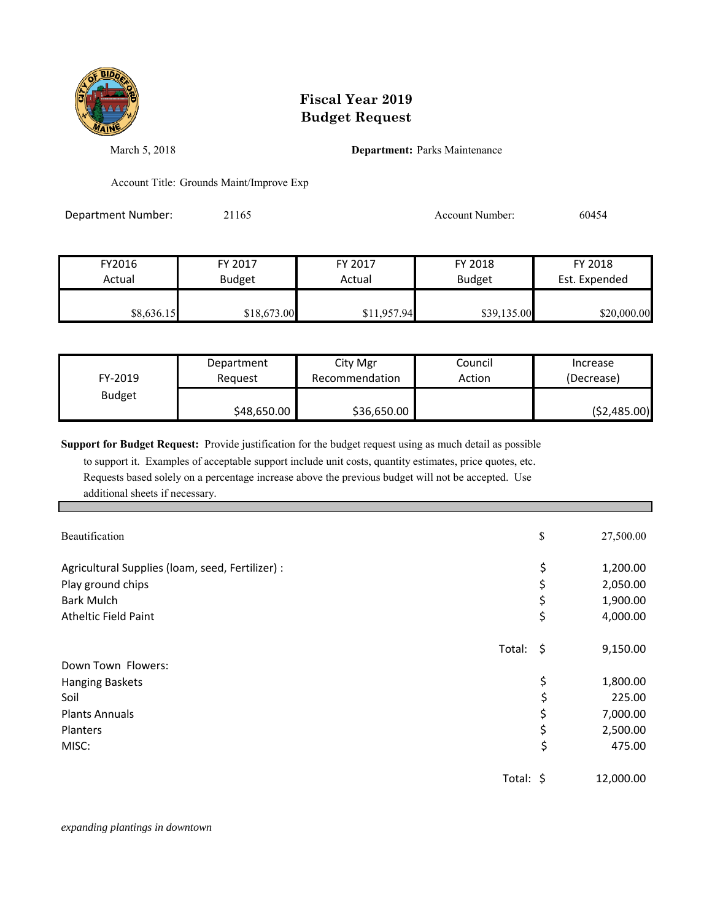# Fiscal Year 2019
# Budget Request

March 5, 2018

**Department:** Parks Maintenance

Account Title: Grounds Maint/Improve Exp

Department Number: 21165

Account Number: 60454

| FY2016 Actual | FY 2017 Budget | FY 2017 Actual | FY 2018 Budget | FY 2018 Est. Expended |
|---|---|---|---|---|
| $8,636.15 | $18,673.00 | $11,957.94 | $39,135.00 | $20,000.00 |

| FY-2019 Budget | Department Request | City Mgr Recommendation | Council Action | Increase (Decrease) |
|---|---|---|---|---|
| | $48,650.00 | $36,650.00 | | ($2,485.00) |

**Support for Budget Request:** Provide justification for the budget request using as much detail as possible to support it. Examples of acceptable support include unit costs, quantity estimates, price quotes, etc. Requests based solely on a percentage increase above the previous budget will not be accepted. Use additional sheets if necessary.

| | | |
|---|---|---|
| Beautification | $ | 27,500.00 |
| | | |
| Agricultural Supplies (loam, seed, Fertilizer) : | $ | 1,200.00 |
| Play ground chips | $ | 2,050.00 |
| Bark Mulch | $ | 1,900.00 |
| Atheltic Field Paint | $ | 4,000.00 |
| Total: | $ | 9,150.00 |
| Down Town Flowers: | | |
| Hanging Baskets | $ | 1,800.00 |
| Soil | $ | 225.00 |
| Plants Annuals | $ | 7,000.00 |
| Planters | $ | 2,500.00 |
| MISC: | $ | 475.00 |
| Total: | $ | 12,000.00 |

*expanding plantings in downtown*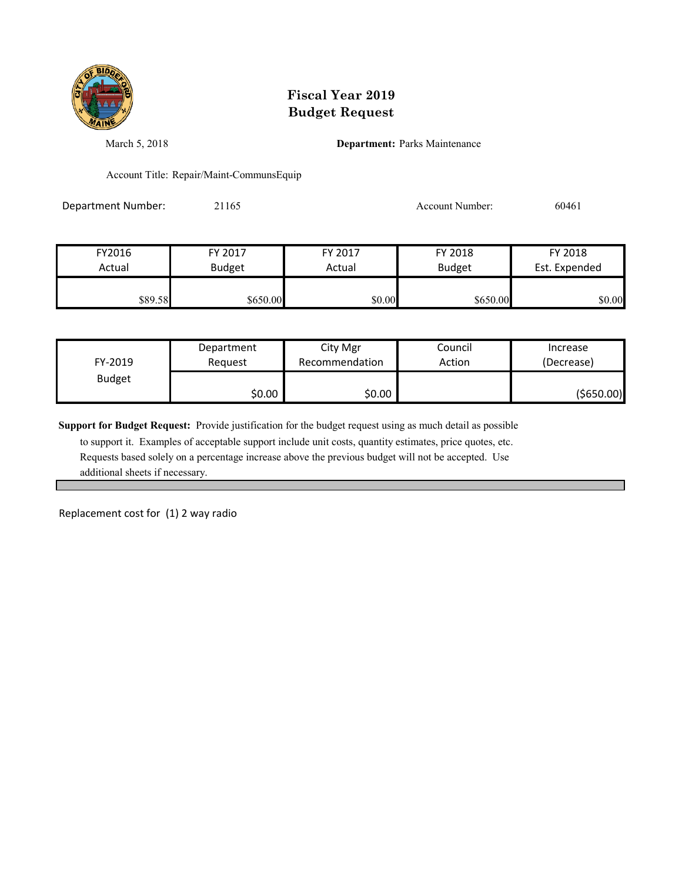# Fiscal Year 2019
# Budget Request

March 5, 2018

**Department:** Parks Maintenance

Account Title: Repair/Maint-CommunsEquip

Department Number: 21165

Account Number: 60461

| FY2016 Actual | FY 2017 Budget | FY 2017 Actual | FY 2018 Budget | FY 2018 Est. Expended |
|---|---|---|---|---|
| $89.58 | $650.00 | $0.00 | $650.00 | $0.00 |

| FY-2019 Budget | Department Request | City Mgr Recommendation | Council Action | Increase (Decrease) |
|---|---|---|---|---|
| | $0.00 | $0.00 | | ($650.00) |

**Support for Budget Request:** Provide justification for the budget request using as much detail as possible to support it. Examples of acceptable support include unit costs, quantity estimates, price quotes, etc. Requests based solely on a percentage increase above the previous budget will not be accepted. Use additional sheets if necessary.

Replacement cost for (1) 2 way radio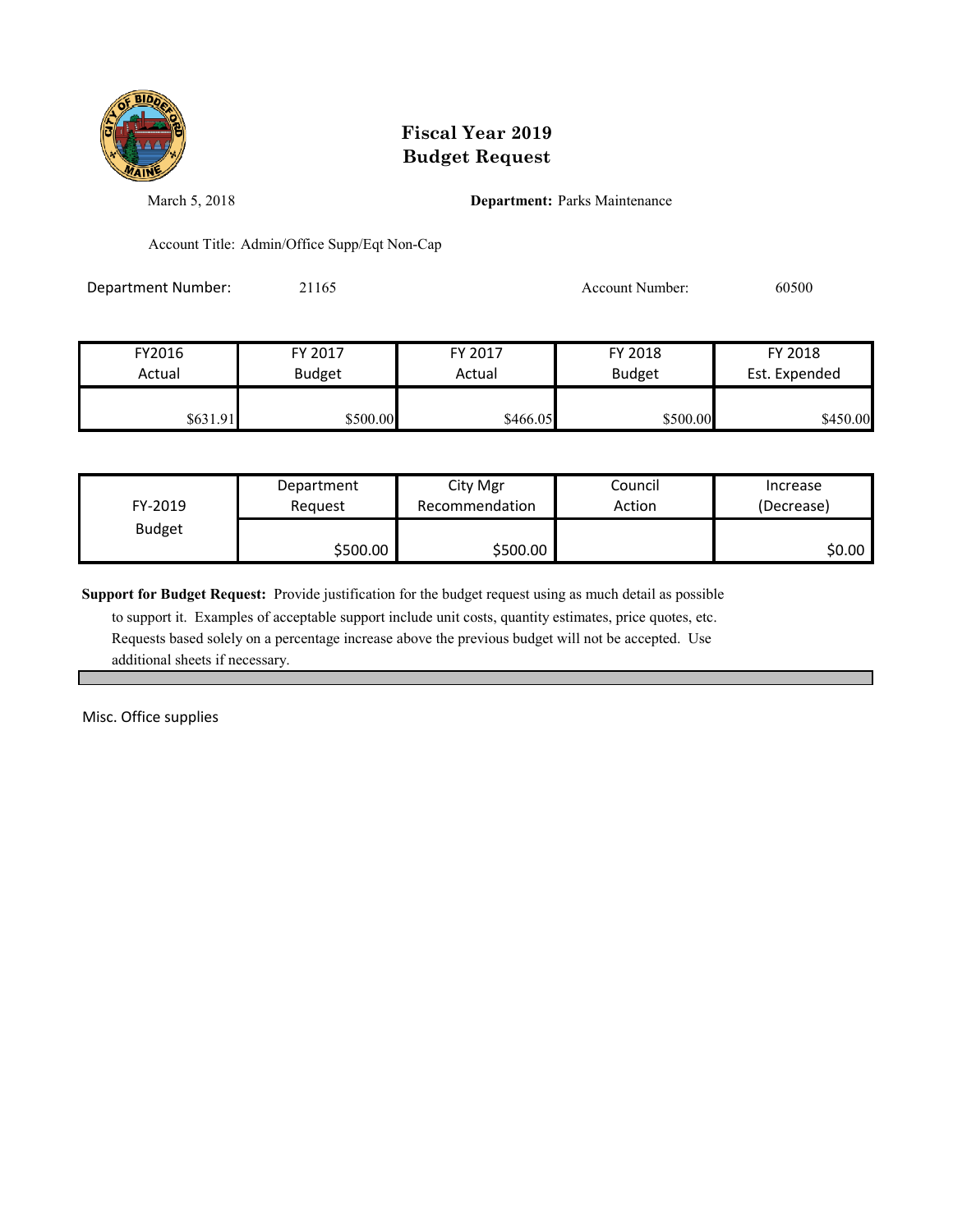# Fiscal Year 2019
# Budget Request

March 5, 2018

**Department:** Parks Maintenance

Account Title: Admin/Office Supp/Eqt Non-Cap

Department Number: 21165

Account Number: 60500

| FY2016 Actual | FY 2017 Budget | FY 2017 Actual | FY 2018 Budget | FY 2018 Est. Expended |
|---|---|---|---|---|
| $631.91 | $500.00 | $466.05 | $500.00 | $450.00 |

| FY-2019 Budget | Department Request | City Mgr Recommendation | Council Action | Increase (Decrease) |
|---|---|---|---|---|
| | $500.00 | $500.00 | | $0.00 |

**Support for Budget Request:** Provide justification for the budget request using as much detail as possible to support it. Examples of acceptable support include unit costs, quantity estimates, price quotes, etc. Requests based solely on a percentage increase above the previous budget will not be accepted. Use additional sheets if necessary.

Misc. Office supplies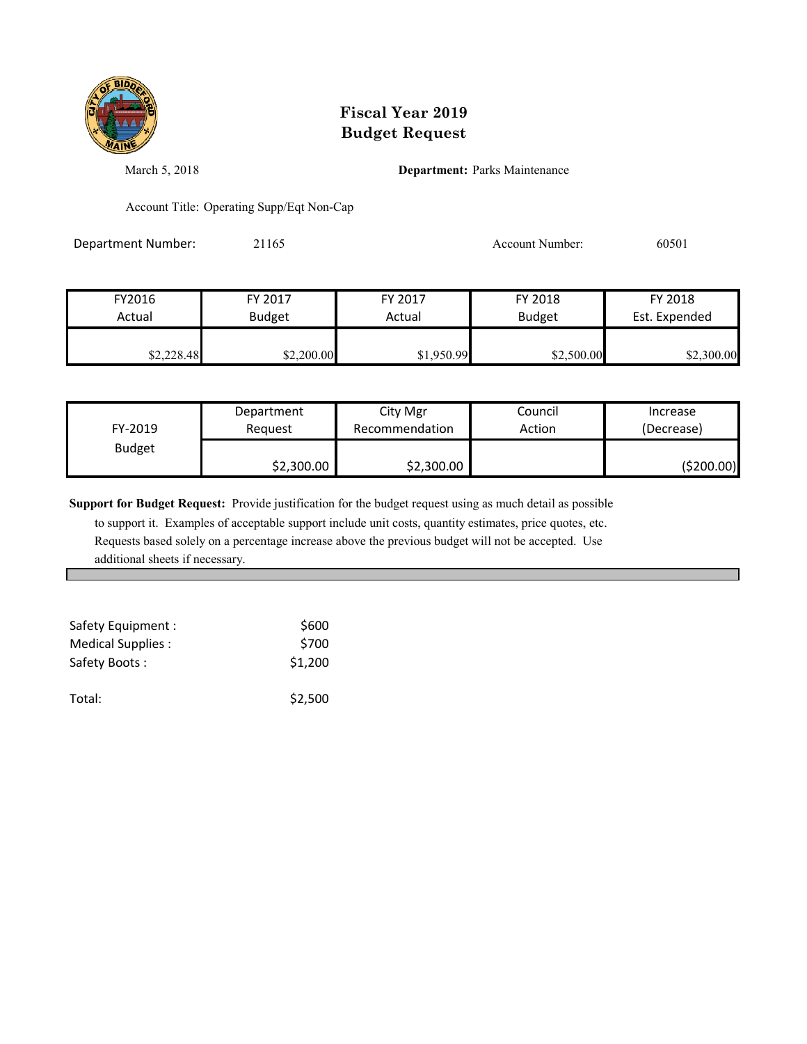# Fiscal Year 2019
# Budget Request

March 5, 2018

**Department:** Parks Maintenance

Account Title: Operating Supp/Eqt Non-Cap

Department Number: 21165

Account Number: 60501

| FY2016 Actual | FY 2017 Budget | FY 2017 Actual | FY 2018 Budget | FY 2018 Est. Expended |
|---|---|---|---|---|
| $2,228.48 | $2,200.00 | $1,950.99 | $2,500.00 | $2,300.00 |

| FY-2019 Budget | Department Request | City Mgr Recommendation | Council Action | Increase (Decrease) |
|---|---|---|---|---|
| | $2,300.00 | $2,300.00 | | ($200.00) |

**Support for Budget Request:** Provide justification for the budget request using as much detail as possible to support it. Examples of acceptable support include unit costs, quantity estimates, price quotes, etc. Requests based solely on a percentage increase above the previous budget will not be accepted. Use additional sheets if necessary.

| | |
|---|---|
| Safety Equipment : | $600 |
| Medical Supplies : | $700 |
| Safety Boots : | $1,200 |
| Total: | $2,500 |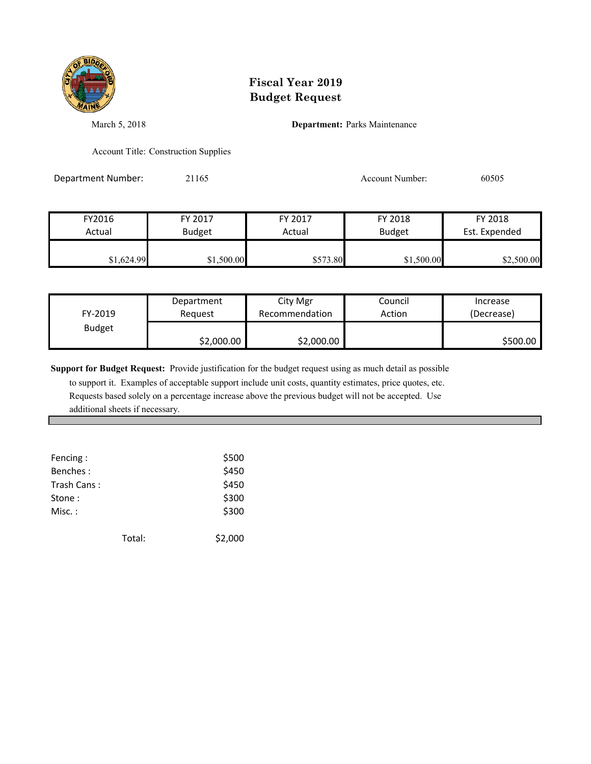# Fiscal Year 2019
# Budget Request

March 5, 2018

**Department:** Parks Maintenance

Account Title: Construction Supplies

Department Number: 21165

Account Number: 60505

| FY2016 Actual | FY 2017 Budget | FY 2017 Actual | FY 2018 Budget | FY 2018 Est. Expended |
|---|---|---|---|---|
| $1,624.99 | $1,500.00 | $573.80 | $1,500.00 | $2,500.00 |

| FY-2019 Budget | Department Request | City Mgr Recommendation | Council Action | Increase (Decrease) |
|---|---|---|---|---|
| | $2,000.00 | $2,000.00 | | $500.00 |

**Support for Budget Request:** Provide justification for the budget request using as much detail as possible to support it. Examples of acceptable support include unit costs, quantity estimates, price quotes, etc. Requests based solely on a percentage increase above the previous budget will not be accepted. Use additional sheets if necessary.

| | |
|---|---|
| Fencing : | $500 |
| Benches : | $450 |
| Trash Cans : | $450 |
| Stone : | $300 |
| Misc. : | $300 |
| Total: | $2,000 |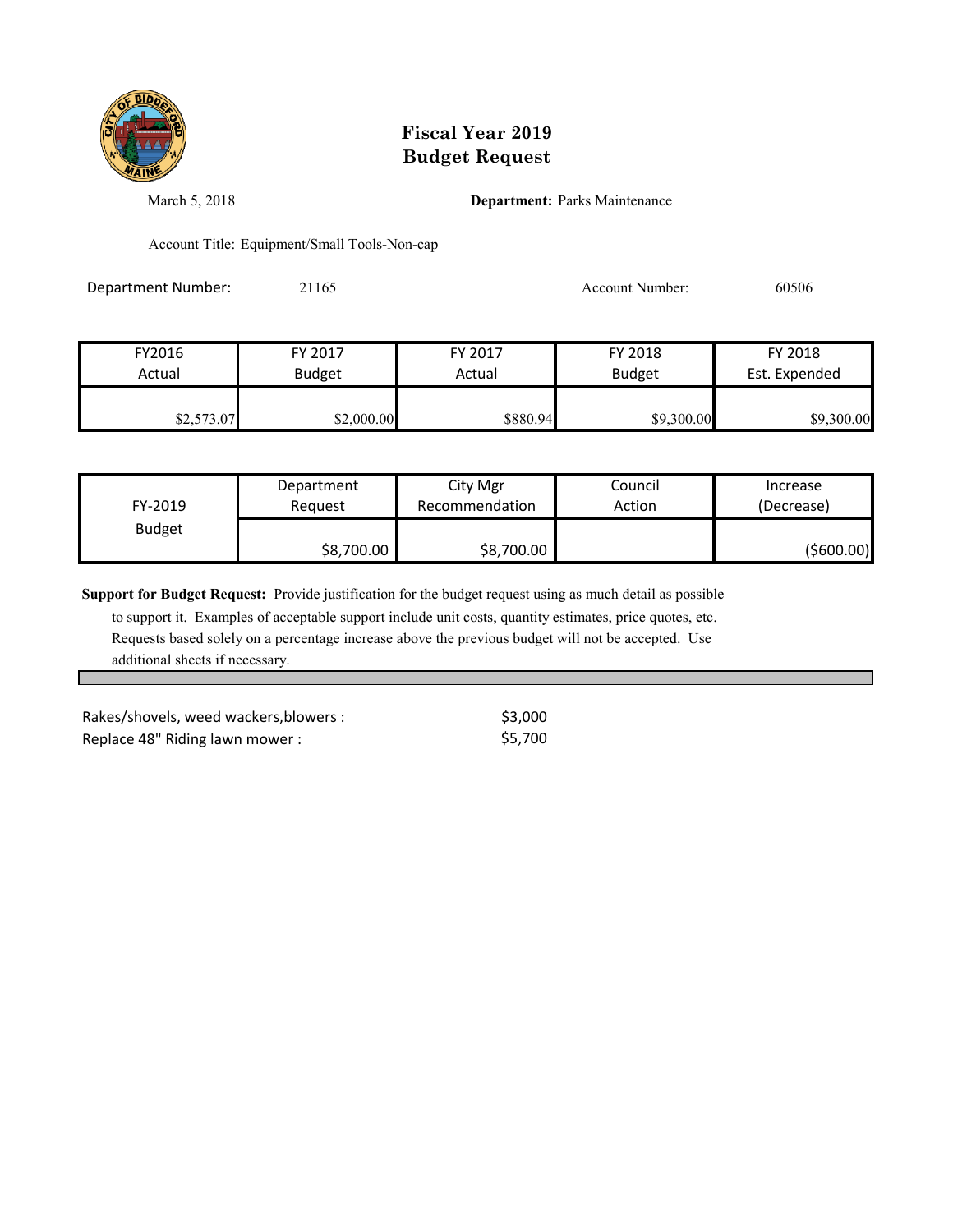# Fiscal Year 2019
# Budget Request

March 5, 2018

**Department:** Parks Maintenance

Account Title: Equipment/Small Tools-Non-cap

Department Number: 21165

Account Number: 60506

| FY2016 Actual | FY 2017 Budget | FY 2017 Actual | FY 2018 Budget | FY 2018 Est. Expended |
|---|---|---|---|---|
| $2,573.07 | $2,000.00 | $880.94 | $9,300.00 | $9,300.00 |

| FY-2019 Budget | Department Request | City Mgr Recommendation | Council Action | Increase (Decrease) |
|---|---|---|---|---|
| | $8,700.00 | $8,700.00 | | ($600.00) |

**Support for Budget Request:** Provide justification for the budget request using as much detail as possible to support it. Examples of acceptable support include unit costs, quantity estimates, price quotes, etc. Requests based solely on a percentage increase above the previous budget will not be accepted. Use additional sheets if necessary.

| | |
|---|---|
| Rakes/shovels, weed wackers,blowers : | $3,000 |
| Replace 48" Riding lawn mower : | $5,700 |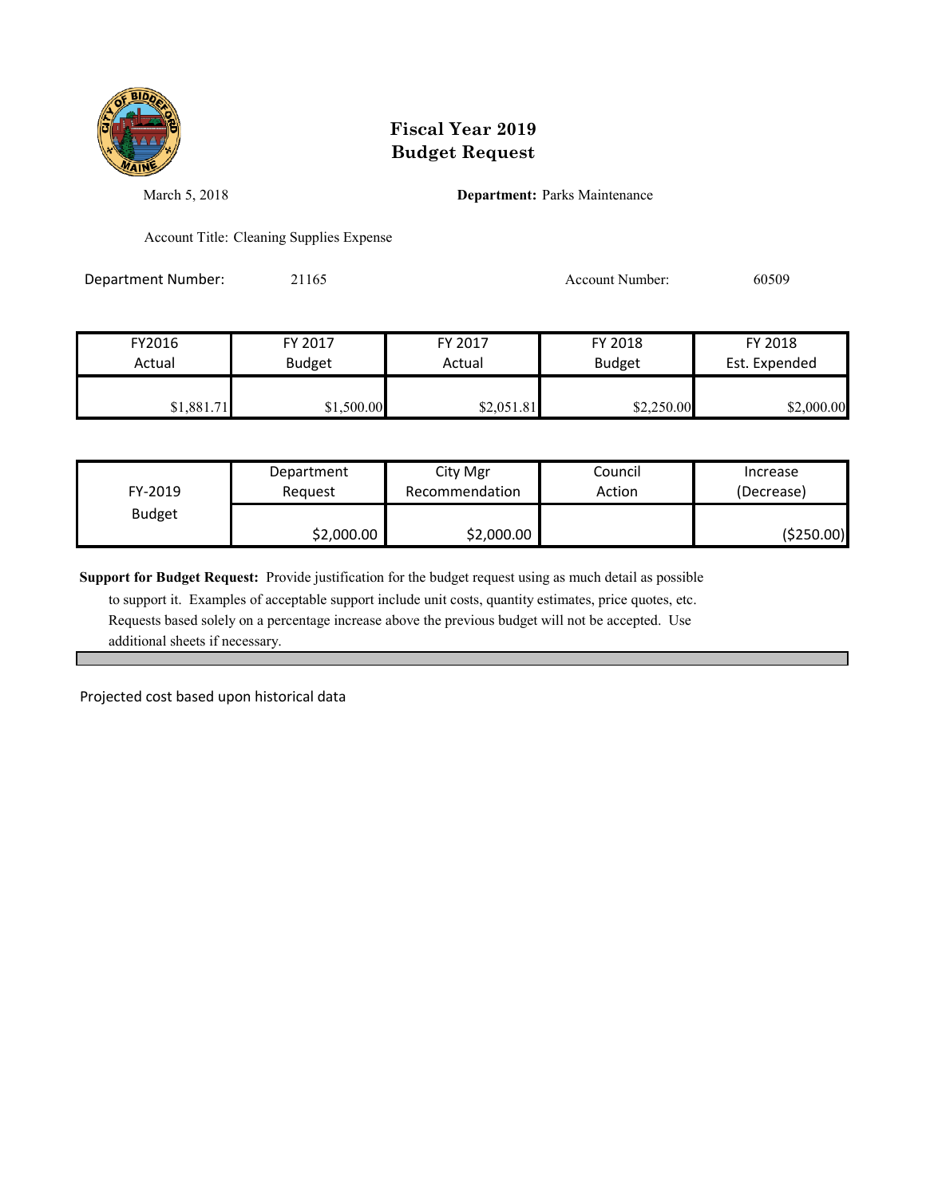# Fiscal Year 2019
# Budget Request

March 5, 2018

**Department:** Parks Maintenance

Account Title: Cleaning Supplies Expense

Department Number: 21165

Account Number: 60509

| FY2016 Actual | FY 2017 Budget | FY 2017 Actual | FY 2018 Budget | FY 2018 Est. Expended |
|---|---|---|---|---|
| $1,881.71 | $1,500.00 | $2,051.81 | $2,250.00 | $2,000.00 |

| FY-2019 Budget | Department Request | City Mgr Recommendation | Council Action | Increase (Decrease) |
|---|---|---|---|---|
| | $2,000.00 | $2,000.00 | | ($250.00) |

**Support for Budget Request:** Provide justification for the budget request using as much detail as possible to support it. Examples of acceptable support include unit costs, quantity estimates, price quotes, etc. Requests based solely on a percentage increase above the previous budget will not be accepted. Use additional sheets if necessary.

Projected cost based upon historical data